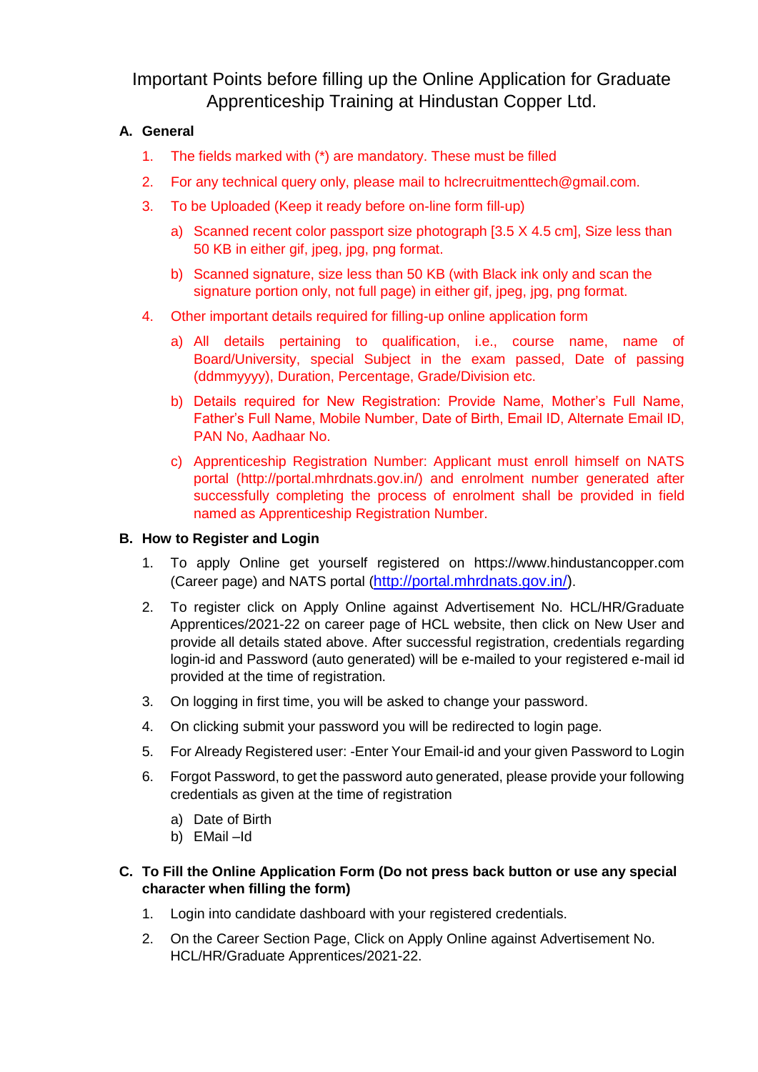# Important Points before filling up the Online Application for Graduate Apprenticeship Training at Hindustan Copper Ltd.

## A. General

1. The fields marked with (*) are mandatory. These must be filled
2. For any technical query only, please mail to hclrecruitmenttech@gmail.com.
3. To be Uploaded (Keep it ready before on-line form fill-up)
   a) Scanned recent color passport size photograph [3.5 X 4.5 cm], Size less than 50 KB in either gif, jpeg, jpg, png format.
   b) Scanned signature, size less than 50 KB (with Black ink only and scan the signature portion only, not full page) in either gif, jpeg, jpg, png format.
4. Other important details required for filling-up online application form
   a) All details pertaining to qualification, i.e., course name, name of Board/University, special Subject in the exam passed, Date of passing (ddmmyyyy), Duration, Percentage, Grade/Division etc.
   b) Details required for New Registration: Provide Name, Mother's Full Name, Father's Full Name, Mobile Number, Date of Birth, Email ID, Alternate Email ID, PAN No, Aadhaar No.
   c) Apprenticeship Registration Number: Applicant must enroll himself on NATS portal (http://portal.mhrdnats.gov.in/) and enrolment number generated after successfully completing the process of enrolment shall be provided in field named as Apprenticeship Registration Number.

## B. How to Register and Login

1. To apply Online get yourself registered on https://www.hindustancopper.com (Career page) and NATS portal (http://portal.mhrdnats.gov.in/).
2. To register click on Apply Online against Advertisement No. HCL/HR/Graduate Apprentices/2021-22 on career page of HCL website, then click on New User and provide all details stated above. After successful registration, credentials regarding login-id and Password (auto generated) will be e-mailed to your registered e-mail id provided at the time of registration.
3. On logging in first time, you will be asked to change your password.
4. On clicking submit your password you will be redirected to login page.
5. For Already Registered user: -Enter Your Email-id and your given Password to Login
6. Forgot Password, to get the password auto generated, please provide your following credentials as given at the time of registration
   a) Date of Birth
   b) EMail –Id

## C. To Fill the Online Application Form (Do not press back button or use any special character when filling the form)

1. Login into candidate dashboard with your registered credentials.
2. On the Career Section Page, Click on Apply Online against Advertisement No. HCL/HR/Graduate Apprentices/2021-22.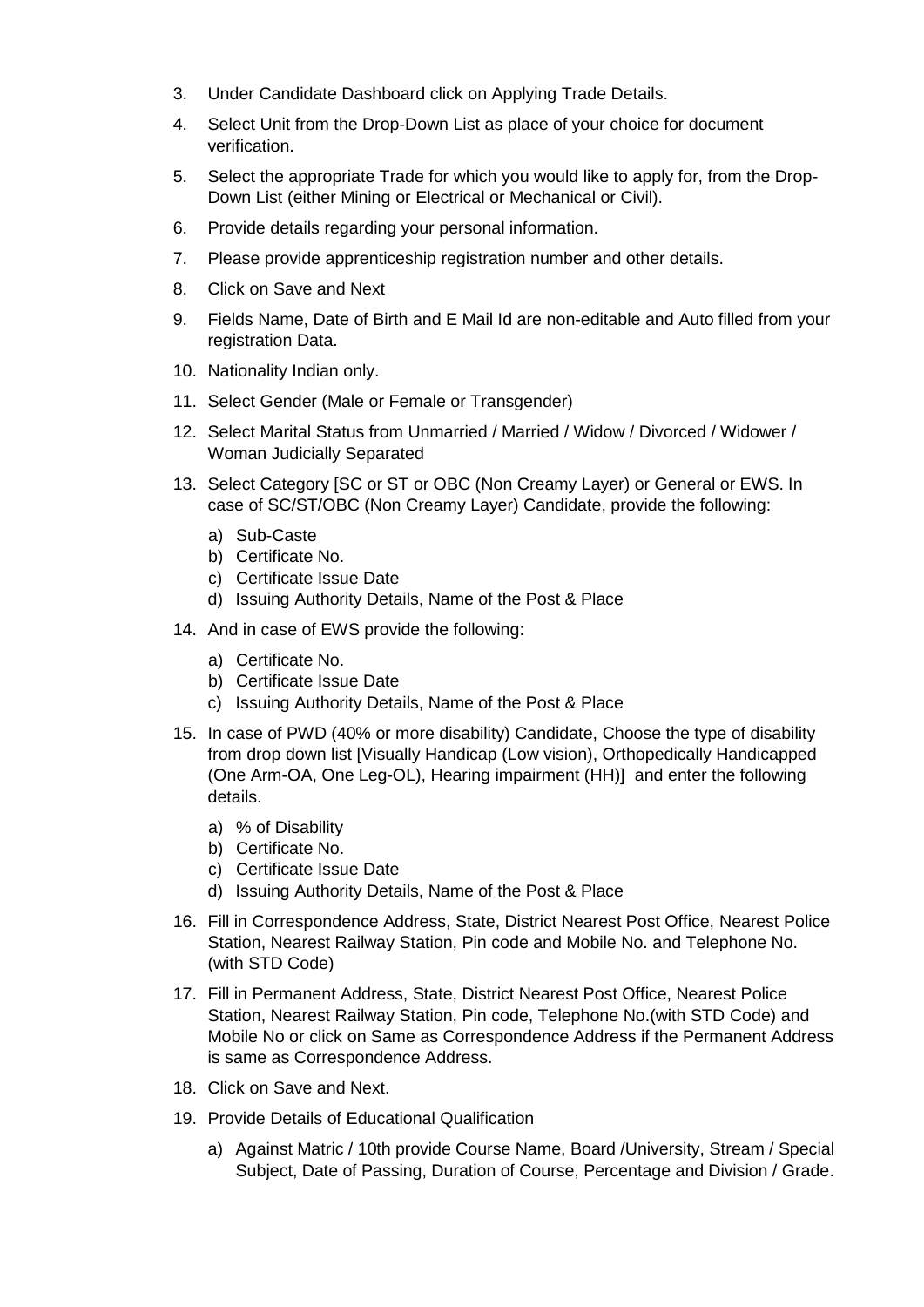3. Under Candidate Dashboard click on Applying Trade Details.
4. Select Unit from the Drop-Down List as place of your choice for document verification.
5. Select the appropriate Trade for which you would like to apply for, from the Drop-Down List (either Mining or Electrical or Mechanical or Civil).
6. Provide details regarding your personal information.
7. Please provide apprenticeship registration number and other details.
8. Click on Save and Next
9. Fields Name, Date of Birth and E Mail Id are non-editable and Auto filled from your registration Data.
10. Nationality Indian only.
11. Select Gender (Male or Female or Transgender)
12. Select Marital Status from Unmarried / Married / Widow / Divorced / Widower / Woman Judicially Separated
13. Select Category [SC or ST or OBC (Non Creamy Layer) or General or EWS. In case of SC/ST/OBC (Non Creamy Layer) Candidate, provide the following:
    a) Sub-Caste
    b) Certificate No.
    c) Certificate Issue Date
    d) Issuing Authority Details, Name of the Post & Place
14. And in case of EWS provide the following:
    a) Certificate No.
    b) Certificate Issue Date
    c) Issuing Authority Details, Name of the Post & Place
15. In case of PWD (40% or more disability) Candidate, Choose the type of disability from drop down list [Visually Handicap (Low vision), Orthopedically Handicapped (One Arm-OA, One Leg-OL), Hearing impairment (HH)] and enter the following details.
    a) % of Disability
    b) Certificate No.
    c) Certificate Issue Date
    d) Issuing Authority Details, Name of the Post & Place
16. Fill in Correspondence Address, State, District Nearest Post Office, Nearest Police Station, Nearest Railway Station, Pin code and Mobile No. and Telephone No. (with STD Code)
17. Fill in Permanent Address, State, District Nearest Post Office, Nearest Police Station, Nearest Railway Station, Pin code, Telephone No.(with STD Code) and Mobile No or click on Same as Correspondence Address if the Permanent Address is same as Correspondence Address.
18. Click on Save and Next.
19. Provide Details of Educational Qualification
    a) Against Matric / 10th provide Course Name, Board /University, Stream / Special Subject, Date of Passing, Duration of Course, Percentage and Division / Grade.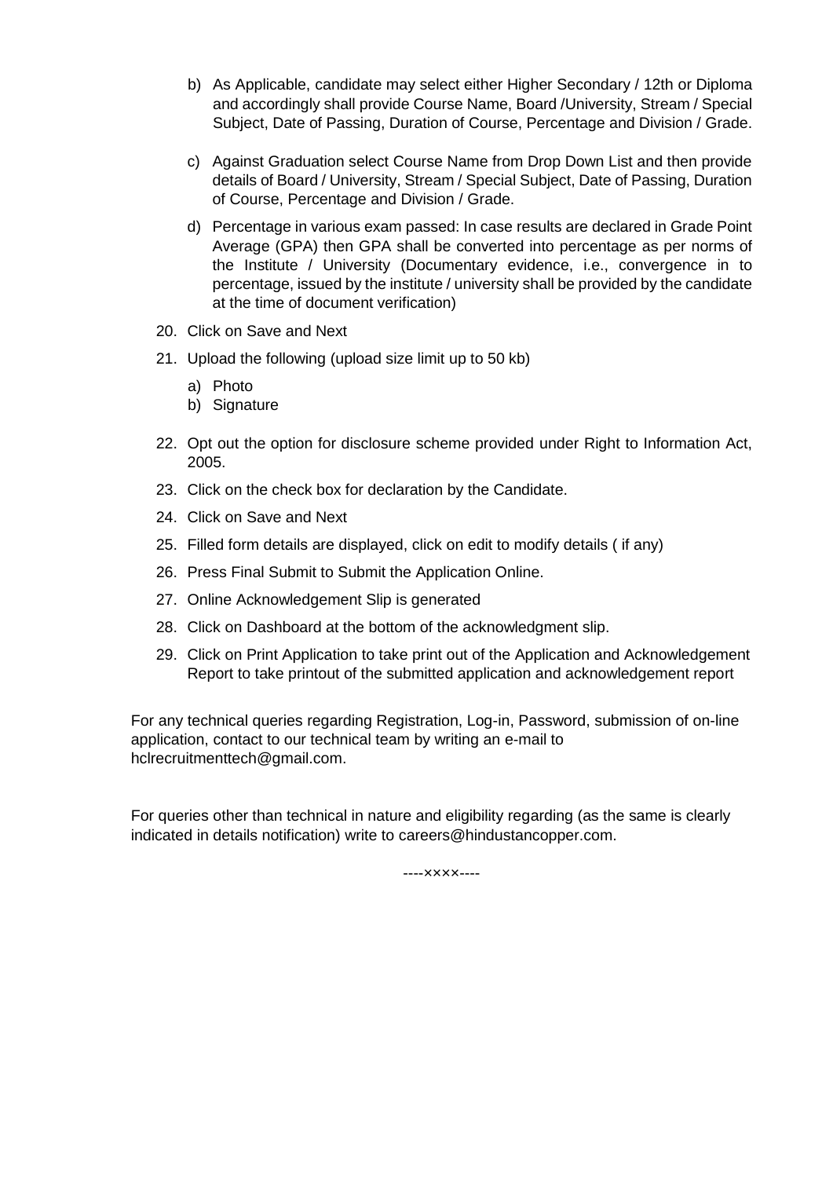b) As Applicable, candidate may select either Higher Secondary / 12th or Diploma and accordingly shall provide Course Name, Board /University, Stream / Special Subject, Date of Passing, Duration of Course, Percentage and Division / Grade.

c) Against Graduation select Course Name from Drop Down List and then provide details of Board / University, Stream / Special Subject, Date of Passing, Duration of Course, Percentage and Division / Grade.

d) Percentage in various exam passed: In case results are declared in Grade Point Average (GPA) then GPA shall be converted into percentage as per norms of the Institute / University (Documentary evidence, i.e., convergence in to percentage, issued by the institute / university shall be provided by the candidate at the time of document verification)

20. Click on Save and Next
21. Upload the following (upload size limit up to 50 kb)
    a) Photo
    b) Signature
22. Opt out the option for disclosure scheme provided under Right to Information Act, 2005.
23. Click on the check box for declaration by the Candidate.
24. Click on Save and Next
25. Filled form details are displayed, click on edit to modify details ( if any)
26. Press Final Submit to Submit the Application Online.
27. Online Acknowledgement Slip is generated
28. Click on Dashboard at the bottom of the acknowledgment slip.
29. Click on Print Application to take print out of the Application and Acknowledgement Report to take printout of the submitted application and acknowledgement report

For any technical queries regarding Registration, Log-in, Password, submission of on-line application, contact to our technical team by writing an e-mail to hclrecruitmenttech@gmail.com.

For queries other than technical in nature and eligibility regarding (as the same is clearly indicated in details notification) write to careers@hindustancopper.com.

----xxxx----